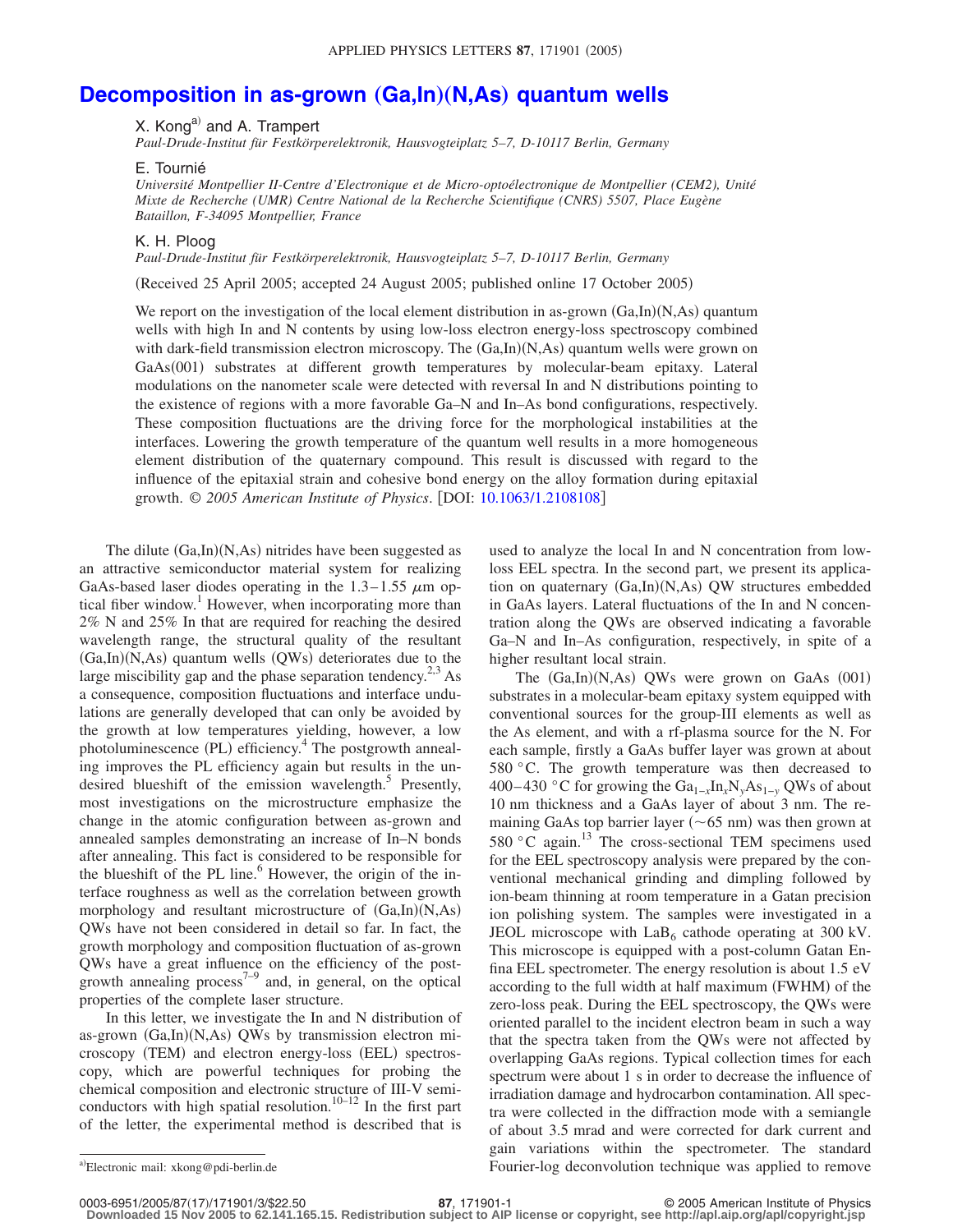# Decomposition in as-grown (Ga,In)(N,As) quantum wells

X. Kong[a] and A. Trampert
*Paul-Drude-Institut für Festkörperelektronik, Hausvogteiplatz 5–7, D-10117 Berlin, Germany*

E. Tournié
*Université Montpellier II-Centre d'Electronique et de Micro-optoélectronique de Montpellier (CEM2), Unité Mixte de Recherche (UMR) Centre National de la Recherche Scientifique (CNRS) 5507, Place Eugène Bataillon, F-34095 Montpellier, France*

K. H. Ploog
*Paul-Drude-Institut für Festkörperelektronik, Hausvogteiplatz 5–7, D-10117 Berlin, Germany*

(Received 25 April 2005; accepted 24 August 2005; published online 17 October 2005)

We report on the investigation of the local element distribution in as-grown (Ga,In)(N,As) quantum wells with high In and N contents by using low-loss electron energy-loss spectroscopy combined with dark-field transmission electron microscopy. The (Ga,In)(N,As) quantum wells were grown on GaAs(001) substrates at different growth temperatures by molecular-beam epitaxy. Lateral modulations on the nanometer scale were detected with reversal In and N distributions pointing to the existence of regions with a more favorable Ga–N and In–As bond configurations, respectively. These composition fluctuations are the driving force for the morphological instabilities at the interfaces. Lowering the growth temperature of the quantum well results in a more homogeneous element distribution of the quaternary compound. This result is discussed with regard to the influence of the epitaxial strain and cohesive bond energy on the alloy formation during epitaxial growth. *© 2005 American Institute of Physics*. [DOI: 10.1063/1.2108108]

The dilute (Ga,In)(N,As) nitrides have been suggested as an attractive semiconductor material system for realizing GaAs-based laser diodes operating in the 1.3–1.55 $\mu$m optical fiber window.[1] However, when incorporating more than 2% N and 25% In that are required for reaching the desired wavelength range, the structural quality of the resultant (Ga,In)(N,As) quantum wells (QWs) deteriorates due to the large miscibility gap and the phase separation tendency.[2,3] As a consequence, composition fluctuations and interface undulations are generally developed that can only be avoided by the growth at low temperatures yielding, however, a low photoluminescence (PL) efficiency.[4] The postgrowth annealing improves the PL efficiency again but results in the undesired blueshift of the emission wavelength.[5] Presently, most investigations on the microstructure emphasize the change in the atomic configuration between as-grown and annealed samples demonstrating an increase of In–N bonds after annealing. This fact is considered to be responsible for the blueshift of the PL line.[6] However, the origin of the interface roughness as well as the correlation between growth morphology and resultant microstructure of (Ga,In)(N,As) QWs have not been considered in detail so far. In fact, the growth morphology and composition fluctuation of as-grown QWs have a great influence on the efficiency of the postgrowth annealing process[7–9] and, in general, on the optical properties of the complete laser structure.

In this letter, we investigate the In and N distribution of as-grown (Ga,In)(N,As) QWs by transmission electron microscopy (TEM) and electron energy-loss (EEL) spectroscopy, which are powerful techniques for probing the chemical composition and electronic structure of III-V semiconductors with high spatial resolution.[10–12] In the first part of the letter, the experimental method is described that is used to analyze the local In and N concentration from low-loss EEL spectra. In the second part, we present its application on quaternary (Ga,In)(N,As) QW structures embedded in GaAs layers. Lateral fluctuations of the In and N concentration along the QWs are observed indicating a favorable Ga–N and In–As configuration, respectively, in spite of a higher resultant local strain.

The (Ga,In)(N,As) QWs were grown on GaAs (001) substrates in a molecular-beam epitaxy system equipped with conventional sources for the group-III elements as well as the As element, and with a rf-plasma source for the N. For each sample, firstly a GaAs buffer layer was grown at about 580 °C. The growth temperature was then decreased to 400–430 °C for growing the $Ga_{1-x}In_xN_yAs_{1-y}$ QWs of about 10 nm thickness and a GaAs layer of about 3 nm. The remaining GaAs top barrier layer (~65 nm) was then grown at 580 °C again.[13] The cross-sectional TEM specimens used for the EEL spectroscopy analysis were prepared by the conventional mechanical grinding and dimpling followed by ion-beam thinning at room temperature in a Gatan precision ion polishing system. The samples were investigated in a JEOL microscope with $LaB_6$ cathode operating at 300 kV. This microscope is equipped with a post-column Gatan Enfina EEL spectrometer. The energy resolution is about 1.5 eV according to the full width at half maximum (FWHM) of the zero-loss peak. During the EEL spectroscopy, the QWs were oriented parallel to the incident electron beam in such a way that the spectra taken from the QWs were not affected by overlapping GaAs regions. Typical collection times for each spectrum were about 1 s in order to decrease the influence of irradiation damage and hydrocarbon contamination. All spectra were collected in the diffraction mode with a semiangle of about 3.5 mrad and were corrected for dark current and gain variations within the spectrometer. The standard Fourier-log deconvolution technique was applied to remove

[a]Electronic mail: xkong@pdi-berlin.de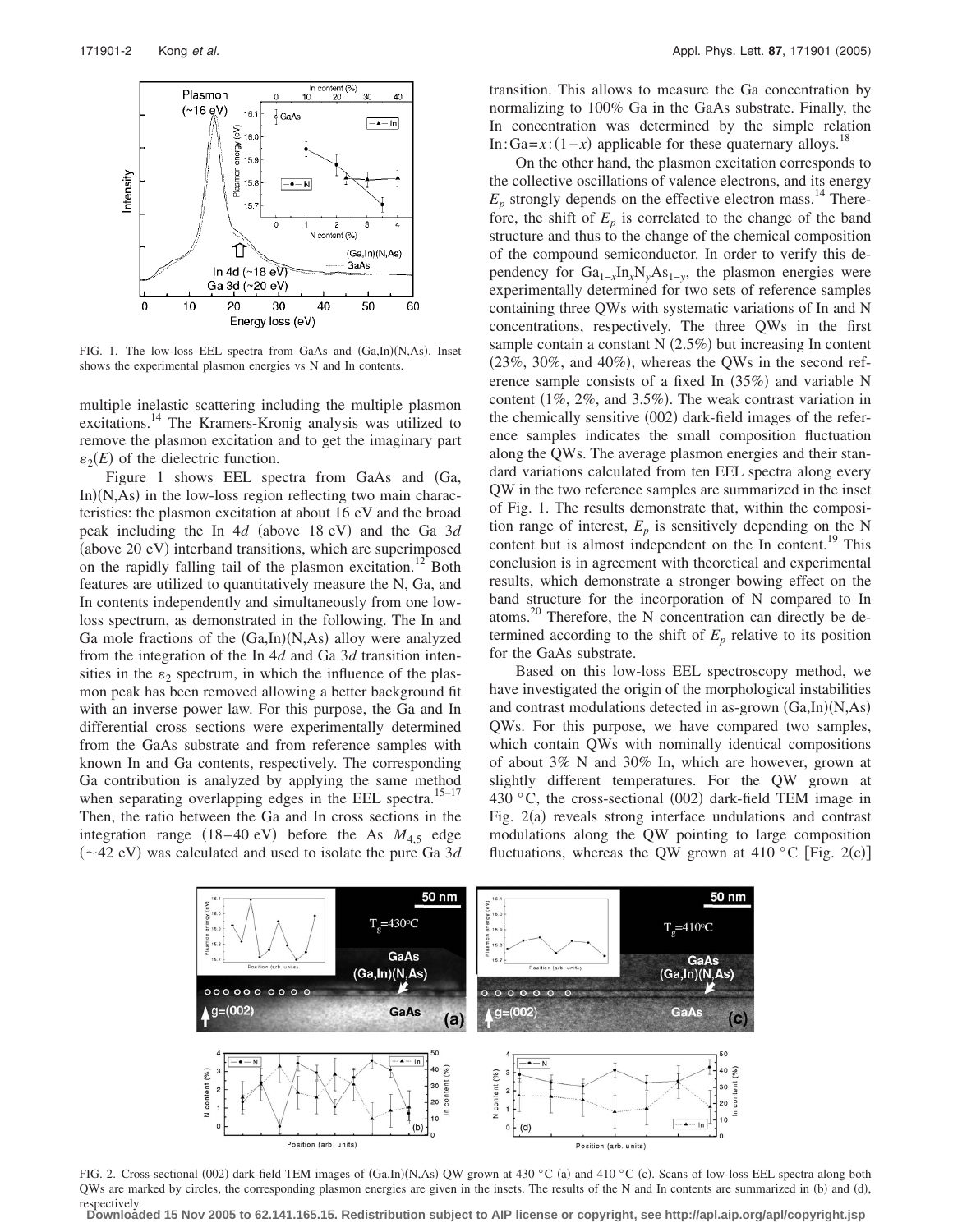FIG. 1. The low-loss EEL spectra from GaAs and (Ga,In)(N,As). Inset shows the experimental plasmon energies vs N and In contents.

multiple inelastic scattering including the multiple plasmon excitations.[14] The Kramers-Kronig analysis was utilized to remove the plasmon excitation and to get the imaginary part $\varepsilon_2(E)$ of the dielectric function.

Figure 1 shows EEL spectra from GaAs and (Ga, In)(N,As) in the low-loss region reflecting two main characteristics: the plasmon excitation at about 16 eV and the broad peak including the In 4*d* (above 18 eV) and the Ga 3*d* (above 20 eV) interband transitions, which are superimposed on the rapidly falling tail of the plasmon excitation.[12] Both features are utilized to quantitatively measure the N, Ga, and In contents independently and simultaneously from one low-loss spectrum, as demonstrated in the following. The In and Ga mole fractions of the (Ga,In)(N,As) alloy were analyzed from the integration of the In 4*d* and Ga 3*d* transition intensities in the $\varepsilon_2$ spectrum, in which the influence of the plasmon peak has been removed allowing a better background fit with an inverse power law. For this purpose, the Ga and In differential cross sections were experimentally determined from the GaAs substrate and from reference samples with known In and Ga contents, respectively. The corresponding Ga contribution is analyzed by applying the same method when separating overlapping edges in the EEL spectra.[15–17] Then, the ratio between the Ga and In cross sections in the integration range (18–40 eV) before the As $M_{4,5}$ edge (~42 eV) was calculated and used to isolate the pure Ga 3*d* transition. This allows to measure the Ga concentration by normalizing to 100% Ga in the GaAs substrate. Finally, the In concentration was determined by the simple relation In:Ga=$x:(1-x)$ applicable for these quaternary alloys.[18]

On the other hand, the plasmon excitation corresponds to the collective oscillations of valence electrons, and its energy $E_p$ strongly depends on the effective electron mass.[14] Therefore, the shift of $E_p$ is correlated to the change of the band structure and thus to the change of the chemical composition of the compound semiconductor. In order to verify this dependency for $Ga_{1-x}In_xN_yAs_{1-y}$, the plasmon energies were experimentally determined for two sets of reference samples containing three QWs with systematic variations of In and N concentrations, respectively. The three QWs in the first sample contain a constant N (2.5%) but increasing In content (23%, 30%, and 40%), whereas the QWs in the second reference sample consists of a fixed In (35%) and variable N content (1%, 2%, and 3.5%). The weak contrast variation in the chemically sensitive (002) dark-field images of the reference samples indicates the small composition fluctuation along the QWs. The average plasmon energies and their standard variations calculated from ten EEL spectra along every QW in the two reference samples are summarized in the inset of Fig. 1. The results demonstrate that, within the composition range of interest, $E_p$ is sensitively depending on the N content but is almost independent on the In content.[19] This conclusion is in agreement with theoretical and experimental results, which demonstrate a stronger bowing effect on the band structure for the incorporation of N compared to In atoms.[20] Therefore, the N concentration can directly be determined according to the shift of $E_p$ relative to its position for the GaAs substrate.

Based on this low-loss EEL spectroscopy method, we have investigated the origin of the morphological instabilities and contrast modulations detected in as-grown (Ga,In)(N,As) QWs. For this purpose, we have compared two samples, which contain QWs with nominally identical compositions of about 3% N and 30% In, which are however, grown at slightly different temperatures. For the QW grown at 430 °C, the cross-sectional (002) dark-field TEM image in Fig. 2(a) reveals strong interface undulations and contrast modulations along the QW pointing to large composition fluctuations, whereas the QW grown at 410 °C [Fig. 2(c)]

FIG. 2. Cross-sectional (002) dark-field TEM images of (Ga,In)(N,As) QW grown at 430 °C (a) and 410 °C (c). Scans of low-loss EEL spectra along both QWs are marked by circles, the corresponding plasmon energies are given in the insets. The results of the N and In contents are summarized in (b) and (d), respectively.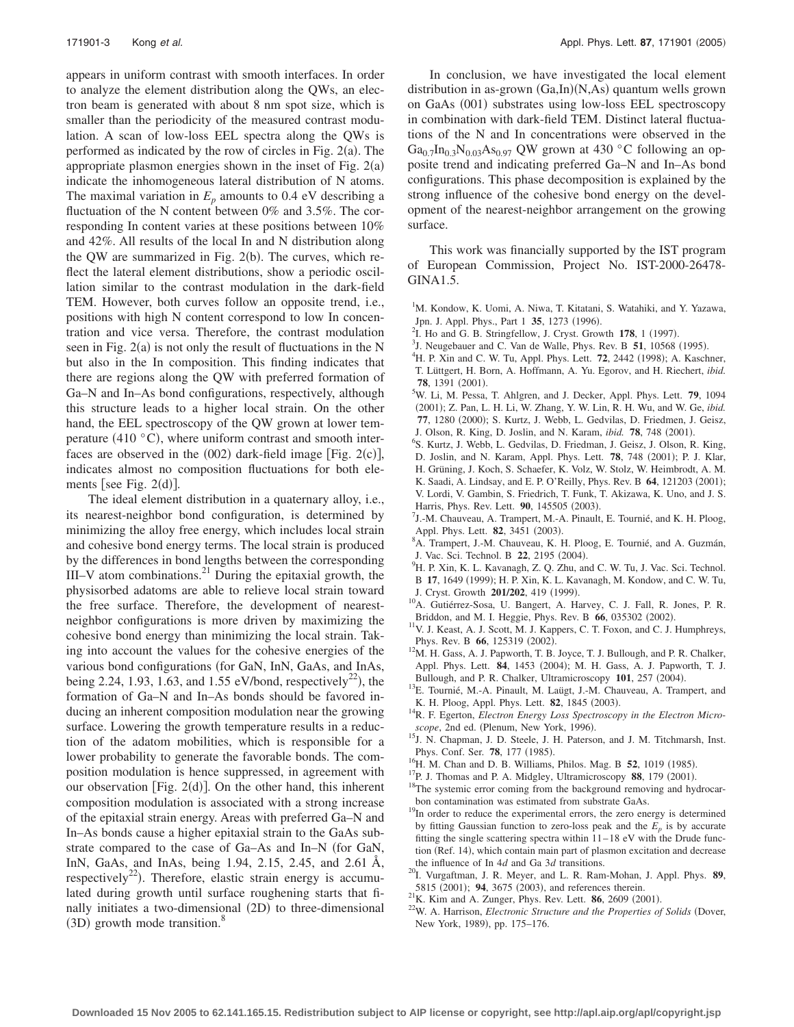appears in uniform contrast with smooth interfaces. In order to analyze the element distribution along the QWs, an electron beam is generated with about 8 nm spot size, which is smaller than the periodicity of the measured contrast modulation. A scan of low-loss EEL spectra along the QWs is performed as indicated by the row of circles in Fig. 2(a). The appropriate plasmon energies shown in the inset of Fig. 2(a) indicate the inhomogeneous lateral distribution of N atoms. The maximal variation in $E_p$ amounts to 0.4 eV describing a fluctuation of the N content between 0% and 3.5%. The corresponding In content varies at these positions between 10% and 42%. All results of the local In and N distribution along the QW are summarized in Fig. 2(b). The curves, which reflect the lateral element distributions, show a periodic oscillation similar to the contrast modulation in the dark-field TEM. However, both curves follow an opposite trend, i.e., positions with high N content correspond to low In concentration and vice versa. Therefore, the contrast modulation seen in Fig. 2(a) is not only the result of fluctuations in the N but also in the In composition. This finding indicates that there are regions along the QW with preferred formation of Ga–N and In–As bond configurations, respectively, although this structure leads to a higher local strain. On the other hand, the EEL spectroscopy of the QW grown at lower temperature (410 °C), where uniform contrast and smooth interfaces are observed in the (002) dark-field image [Fig. 2(c)], indicates almost no composition fluctuations for both elements [see Fig. 2(d)].

The ideal element distribution in a quaternary alloy, i.e., its nearest-neighbor bond configuration, is determined by minimizing the alloy free energy, which includes local strain and cohesive bond energy terms. The local strain is produced by the differences in bond lengths between the corresponding III–V atom combinations.[21] During the epitaxial growth, the physisorbed adatoms are able to relieve local strain toward the free surface. Therefore, the development of nearest-neighbor configurations is more driven by maximizing the cohesive bond energy than minimizing the local strain. Taking into account the values for the cohesive energies of the various bond configurations (for GaN, InN, GaAs, and InAs, being 2.24, 1.93, 1.63, and 1.55 eV/bond, respectively[22]), the formation of Ga–N and In–As bonds should be favored inducing an inherent composition modulation near the growing surface. Lowering the growth temperature results in a reduction of the adatom mobilities, which is responsible for a lower probability to generate the favorable bonds. The composition modulation is hence suppressed, in agreement with our observation [Fig. 2(d)]. On the other hand, this inherent composition modulation is associated with a strong increase of the epitaxial strain energy. Areas with preferred Ga–N and In–As bonds cause a higher epitaxial strain to the GaAs substrate compared to the case of Ga–As and In–N (for GaN, InN, GaAs, and InAs, being 1.94, 2.15, 2.45, and 2.61 Å, respectively[22]). Therefore, elastic strain energy is accumulated during growth until surface roughening starts that finally initiates a two-dimensional (2D) to three-dimensional (3D) growth mode transition.[8]

In conclusion, we have investigated the local element distribution in as-grown (Ga,In)(N,As) quantum wells grown on GaAs (001) substrates using low-loss EEL spectroscopy in combination with dark-field TEM. Distinct lateral fluctuations of the N and In concentrations were observed in the $Ga_{0.7}In_{0.3}N_{0.03}As_{0.97}$ QW grown at 430 °C following an opposite trend and indicating preferred Ga–N and In–As bond configurations. This phase decomposition is explained by the strong influence of the cohesive bond energy on the development of the nearest-neighbor arrangement on the growing surface.

This work was financially supported by the IST program of European Commission, Project No. IST-2000-26478-GINA1.5.

[1] M. Kondow, K. Uomi, A. Niwa, T. Kitatani, S. Watahiki, and Y. Yazawa, Jpn. J. Appl. Phys., Part 1 **35**, 1273 (1996).

[2] I. Ho and G. B. Stringfellow, J. Cryst. Growth **178**, 1 (1997).

[3] J. Neugebauer and C. Van de Walle, Phys. Rev. B **51**, 10568 (1995).

[4] H. P. Xin and C. W. Tu, Appl. Phys. Lett. **72**, 2442 (1998); A. Kaschner, T. Lüttgert, H. Born, A. Hoffmann, A. Yu. Egorov, and H. Riechert, *ibid.* **78**, 1391 (2001).

[5] W. Li, M. Pessa, T. Ahlgren, and J. Decker, Appl. Phys. Lett. **79**, 1094 (2001); Z. Pan, L. H. Li, W. Zhang, Y. W. Lin, R. H. Wu, and W. Ge, *ibid.* **77**, 1280 (2000); S. Kurtz, J. Webb, L. Gedvilas, D. Friedmen, J. Geisz, J. Olson, R. King, D. Joslin, and N. Karam, *ibid.* **78**, 748 (2001).

[6] S. Kurtz, J. Webb, L. Gedvilas, D. Friedman, J. Geisz, J. Olson, R. King, D. Joslin, and N. Karam, Appl. Phys. Lett. **78**, 748 (2001); P. J. Klar, H. Grüning, J. Koch, S. Schaefer, K. Volz, W. Stolz, W. Heimbrodt, A. M. K. Saadi, A. Lindsay, and E. P. O'Reilly, Phys. Rev. B **64**, 121203 (2001); V. Lordi, V. Gambin, S. Friedrich, T. Funk, T. Akizawa, K. Uno, and J. S. Harris, Phys. Rev. Lett. **90**, 145505 (2003).

[7] J.-M. Chauveau, A. Trampert, M.-A. Pinault, E. Tournié, and K. H. Ploog, Appl. Phys. Lett. **82**, 3451 (2003).

[8] A. Trampert, J.-M. Chauveau, K. H. Ploog, E. Tournié, and A. Guzmán, J. Vac. Sci. Technol. B **22**, 2195 (2004).

[9] H. P. Xin, K. L. Kavanagh, Z. Q. Zhu, and C. W. Tu, J. Vac. Sci. Technol. B **17**, 1649 (1999); H. P. Xin, K. L. Kavanagh, M. Kondow, and C. W. Tu, J. Cryst. Growth **201/202**, 419 (1999).

[10] A. Gutiérrez-Sosa, U. Bangert, A. Harvey, C. J. Fall, R. Jones, P. R. Briddon, and M. I. Heggie, Phys. Rev. B **66**, 035302 (2002).

[11] V. J. Keast, A. J. Scott, M. J. Kappers, C. T. Foxon, and C. J. Humphreys, Phys. Rev. B **66**, 125319 (2002).

[12] M. H. Gass, A. J. Papworth, T. B. Joyce, T. J. Bullough, and P. R. Chalker, Appl. Phys. Lett. **84**, 1453 (2004); M. H. Gass, A. J. Papworth, T. J. Bullough, and P. R. Chalker, Ultramicroscopy **101**, 257 (2004).

[13] E. Tournié, M.-A. Pinault, M. Laügt, J.-M. Chauveau, A. Trampert, and K. H. Ploog, Appl. Phys. Lett. **82**, 1845 (2003).

[14] R. F. Egerton, *Electron Energy Loss Spectroscopy in the Electron Microscope*, 2nd ed. (Plenum, New York, 1996).

[15] J. N. Chapman, J. D. Steele, J. H. Paterson, and J. M. Titchmarsh, Inst. Phys. Conf. Ser. **78**, 177 (1985).

[16] H. M. Chan and D. B. Williams, Philos. Mag. B **52**, 1019 (1985).

[17] P. J. Thomas and P. A. Midgley, Ultramicroscopy **88**, 179 (2001).

[18] The systemic error coming from the background removing and hydrocarbon contamination was estimated from substrate GaAs.

[19] In order to reduce the experimental errors, the zero energy is determined by fitting Gaussian function to zero-loss peak and the $E_p$ is by accurate fitting the single scattering spectra within 11–18 eV with the Drude function (Ref. 14), which contain main part of plasmon excitation and decrease the influence of In 4*d* and Ga 3*d* transitions.

[20] I. Vurgaftman, J. R. Meyer, and L. R. Ram-Mohan, J. Appl. Phys. **89**, 5815 (2001); **94**, 3675 (2003), and references therein.

[21] K. Kim and A. Zunger, Phys. Rev. Lett. **86**, 2609 (2001).

[22] W. A. Harrison, *Electronic Structure and the Properties of Solids* (Dover, New York, 1989), pp. 175–176.